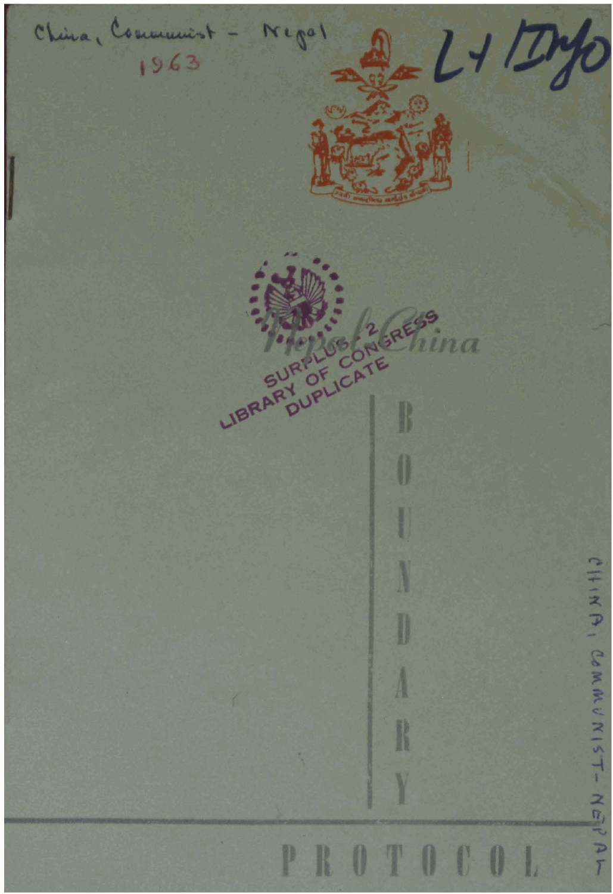China, Communist - Nepal
1963

L + I Nyo

SURPLUS - 2
LIBRARY OF CONGRESS
DUPLICATE

# Nepal China

# BOUNDARY PROTOCOL

CHINA, COMMUNIST - NEPAL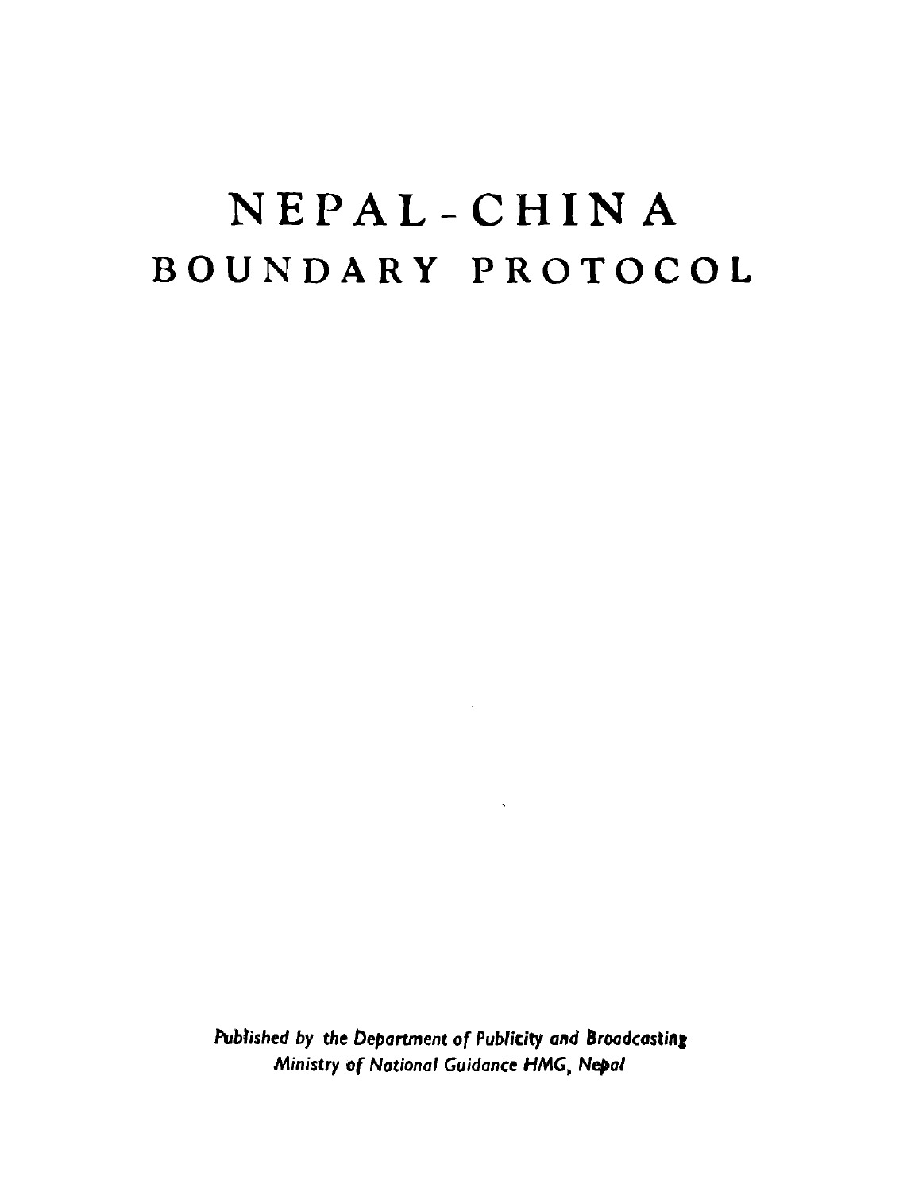# NEPAL-CHINA
# BOUNDARY PROTOCOL

*Published by the Department of Publicity and Broadcasting*
*Ministry of National Guidance HMG, Nepal*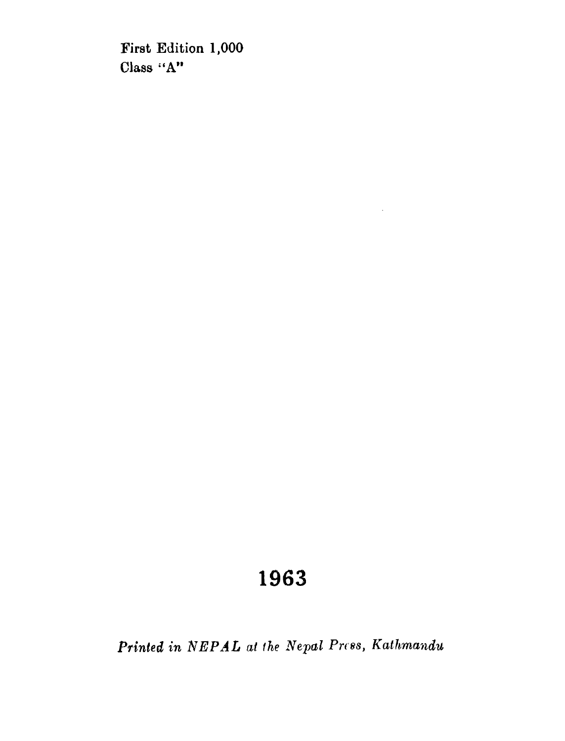First Edition 1,000
Class "A"

**1963**

*Printed in NEPAL at the Nepal Press, Kathmandu*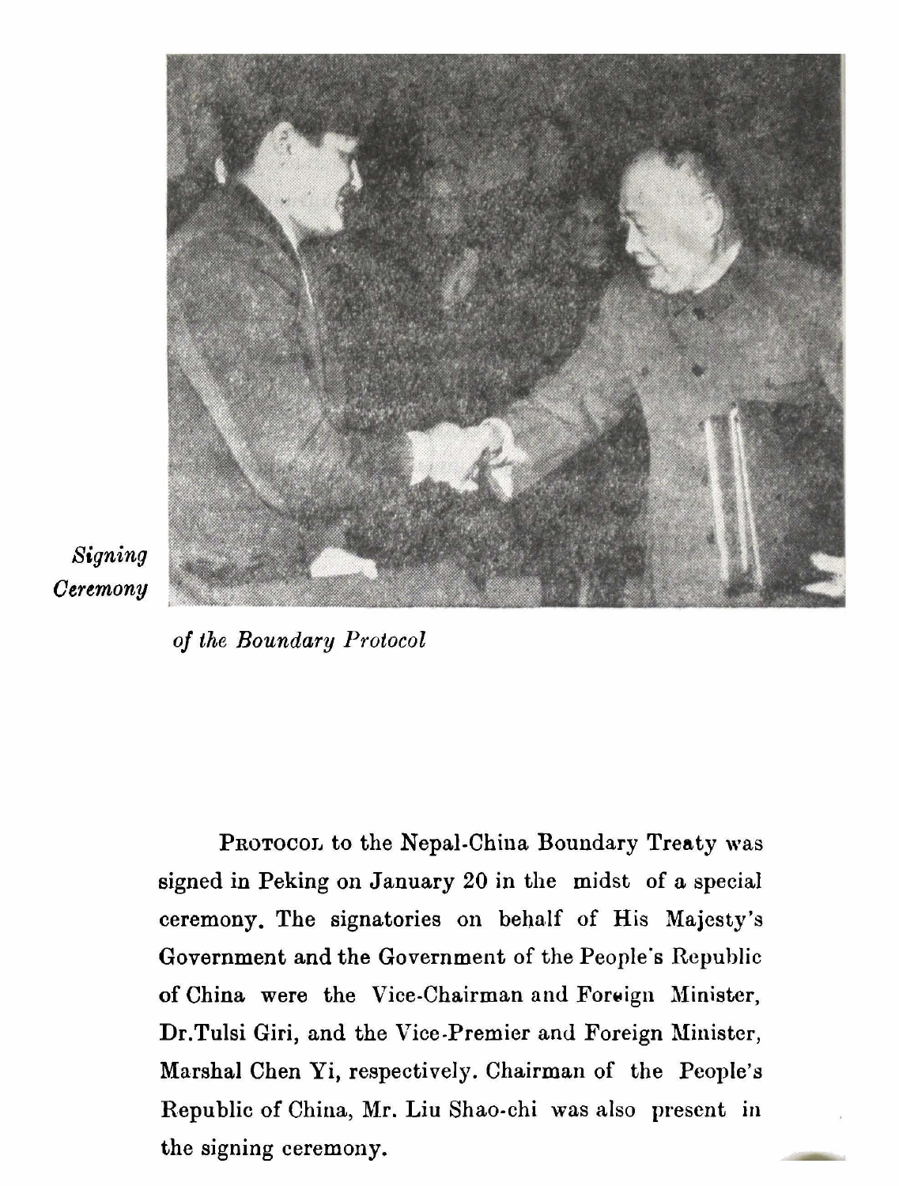*Signing Ceremony of the Boundary Protocol*

PROTOCOL to the Nepal-China Boundary Treaty was signed in Peking on January 20 in the midst of a special ceremony. The signatories on behalf of His Majesty's Government and the Government of the People's Republic of China were the Vice-Chairman and Foreign Minister, Dr.Tulsi Giri, and the Vice-Premier and Foreign Minister, Marshal Chen Yi, respectively. Chairman of the People's Republic of China, Mr. Liu Shao-chi was also present in the signing ceremony.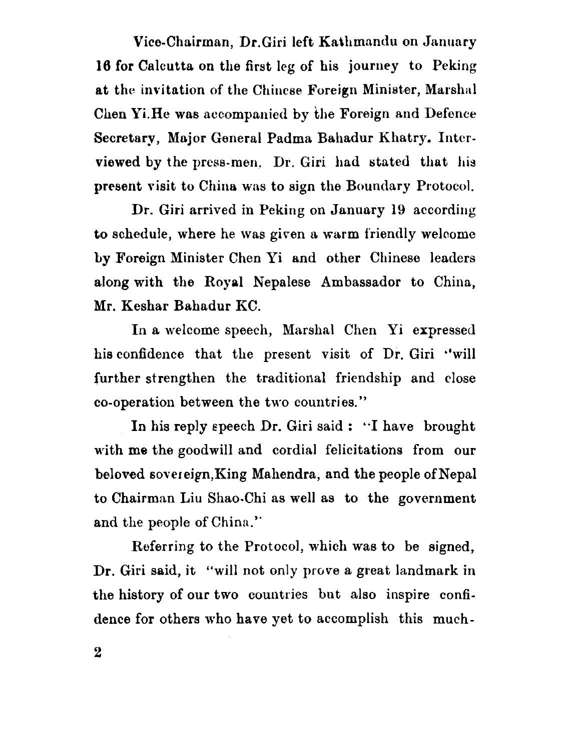Vice-Chairman, Dr.Giri left Kathmandu on January 16 for Calcutta on the first leg of his journey to Peking at the invitation of the Chinese Foreign Minister, Marshal Chen Yi.He was accompanied by the Foreign and Defence Secretary, Major General Padma Bahadur Khatry. Interviewed by the press-men. Dr. Giri had stated that his present visit to China was to sign the Boundary Protocol.

Dr. Giri arrived in Peking on January 19 according to schedule, where he was given a warm friendly welcome by Foreign Minister Chen Yi and other Chinese leaders along with the Royal Nepalese Ambassador to China, Mr. Keshar Bahadur KC.

In a welcome speech, Marshal Chen Yi expressed his confidence that the present visit of Dr. Giri "will further strengthen the traditional friendship and close co-operation between the two countries."

In his reply speech Dr. Giri said : "I have brought with me the goodwill and cordial felicitations from our beloved sovereign,King Mahendra, and the people of Nepal to Chairman Liu Shao-Chi as well as to the government and the people of China."

Referring to the Protocol, which was to be signed, Dr. Giri said, it "will not only prove a great landmark in the history of our two countries but also inspire confidence for others who have yet to accomplish this much-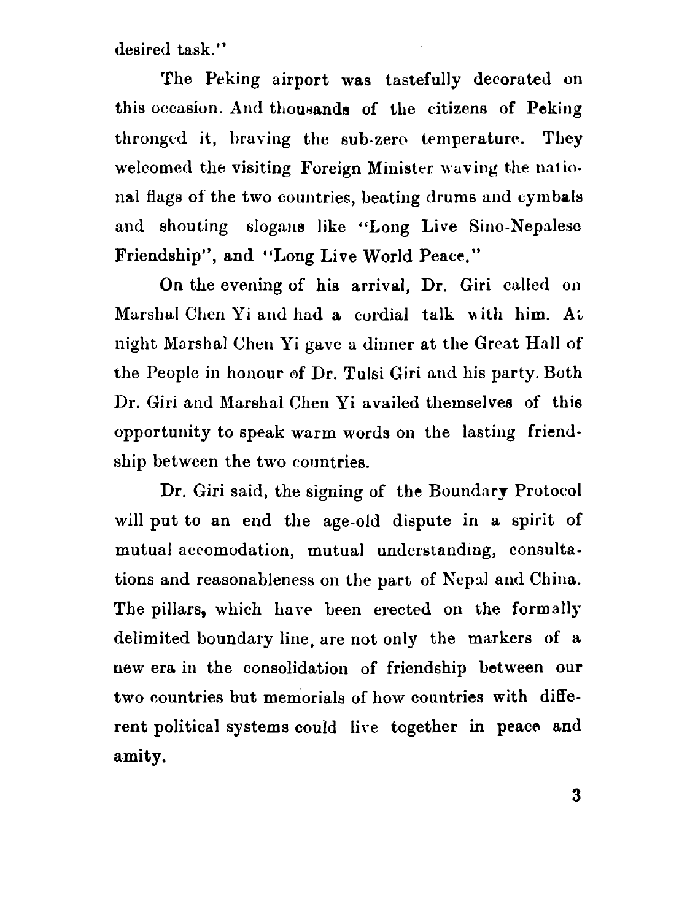desired task."

The Peking airport was tastefully decorated on this occasion. And thousands of the citizens of Peking thronged it, braving the sub-zero temperature. They welcomed the visiting Foreign Minister waving the national flags of the two countries, beating drums and cymbals and shouting slogans like "Long Live Sino-Nepalese Friendship", and "Long Live World Peace."

On the evening of his arrival, Dr. Giri called on Marshal Chen Yi and had a cordial talk with him. At night Marshal Chen Yi gave a dinner at the Great Hall of the People in honour of Dr. Tulsi Giri and his party. Both Dr. Giri and Marshal Chen Yi availed themselves of this opportunity to speak warm words on the lasting friendship between the two countries.

Dr. Giri said, the signing of the Boundary Protocol will put to an end the age-old dispute in a spirit of mutual accomodation, mutual understanding, consultations and reasonableness on the part of Nepal and China. The pillars, which have been erected on the formally delimited boundary line, are not only the markers of a new era in the consolidation of friendship between our two countries but memorials of how countries with different political systems could live together in peace and amity.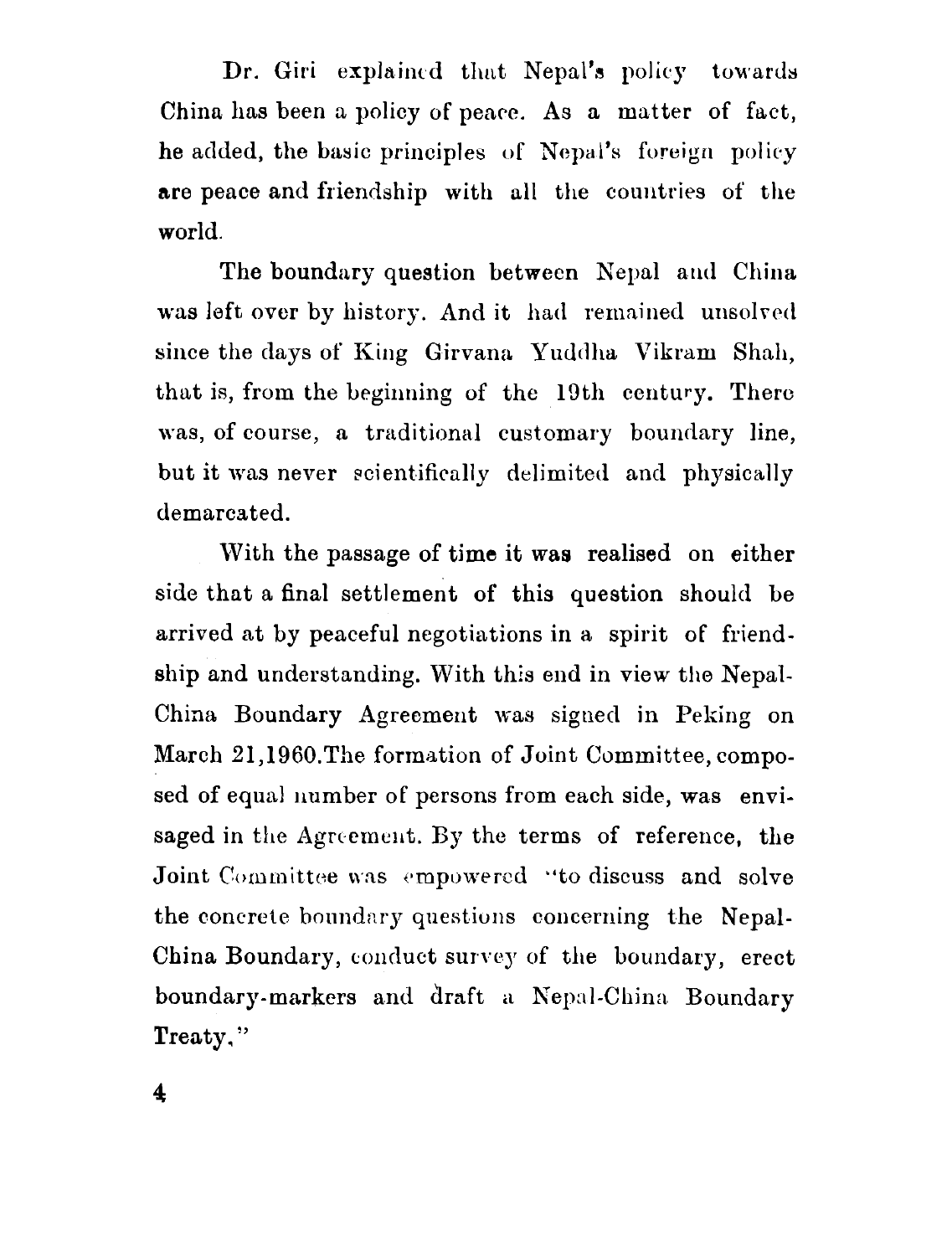Dr. Giri explained that Nepal's policy towards China has been a policy of peace. As a matter of fact, he added, the basic principles of Nepal's foreign policy are peace and friendship with all the countries of the world.

The boundary question between Nepal and China was left over by history. And it had remained unsolved since the days of King Girvana Yuddha Vikram Shah, that is, from the beginning of the 19th century. There was, of course, a traditional customary boundary line, but it was never scientifically delimited and physically demarcated.

With the passage of time it was realised on either side that a final settlement of this question should be arrived at by peaceful negotiations in a spirit of friendship and understanding. With this end in view the Nepal-China Boundary Agreement was signed in Peking on March 21,1960.The formation of Joint Committee, composed of equal number of persons from each side, was envisaged in the Agreement. By the terms of reference, the Joint Committee was empowered "to discuss and solve the concrete boundary questions concerning the Nepal-China Boundary, conduct survey of the boundary, erect boundary-markers and draft a Nepal-China Boundary Treaty."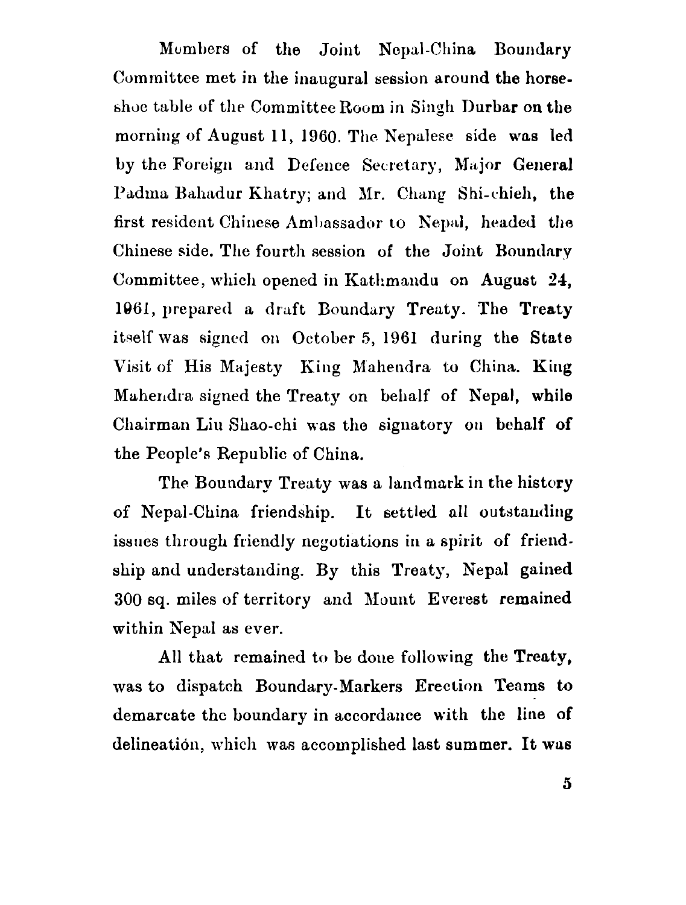Members of the Joint Nepal-China Boundary Committee met in the inaugural session around the horse-shoe table of the Committee Room in Singh Durbar on the morning of August 11, 1960. The Nepalese side was led by the Foreign and Defence Secretary, Major General Padma Bahadur Khatry; and Mr. Chang Shi-chieh, the first resident Chinese Ambassador to Nepal, headed the Chinese side. The fourth session of the Joint Boundary Committee, which opened in Kathmandu on August 24, 1961, prepared a draft Boundary Treaty. The Treaty itself was signed on October 5, 1961 during the State Visit of His Majesty King Mahendra to China. King Mahendra signed the Treaty on behalf of Nepal, while Chairman Liu Shao-chi was the signatory on behalf of the People's Republic of China.

The Boundary Treaty was a landmark in the history of Nepal-China friendship. It settled all outstanding issues through friendly negotiations in a spirit of friendship and understanding. By this Treaty, Nepal gained 300 sq. miles of territory and Mount Everest remained within Nepal as ever.

All that remained to be done following the Treaty, was to dispatch Boundary-Markers Erection Teams to demarcate the boundary in accordance with the line of delineation, which was accomplished last summer. It was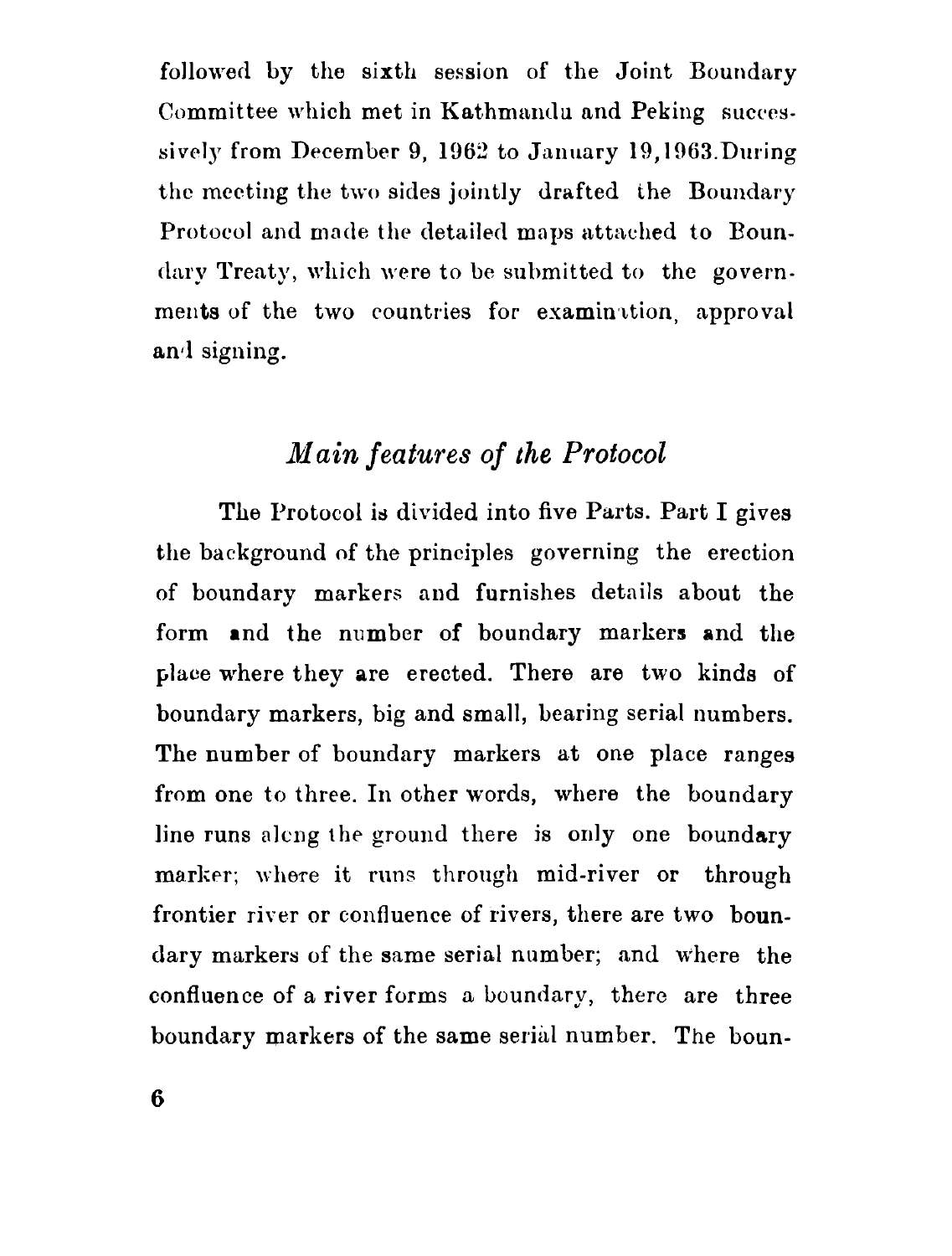followed by the sixth session of the Joint Boundary Committee which met in Kathmandu and Peking successively from December 9, 1962 to January 19, 1963. During the meeting the two sides jointly drafted the Boundary Protocol and made the detailed maps attached to Boundary Treaty, which were to be submitted to the governments of the two countries for examination, approval and signing.

## *Main features of the Protocol*

The Protocol is divided into five Parts. Part I gives the background of the principles governing the erection of boundary markers and furnishes details about the form and the number of boundary markers and the place where they are erected. There are two kinds of boundary markers, big and small, bearing serial numbers. The number of boundary markers at one place ranges from one to three. In other words, where the boundary line runs along the ground there is only one boundary marker; where it runs through mid-river or through frontier river or confluence of rivers, there are two boundary markers of the same serial number; and where the confluence of a river forms a boundary, there are three boundary markers of the same serial number. The boun-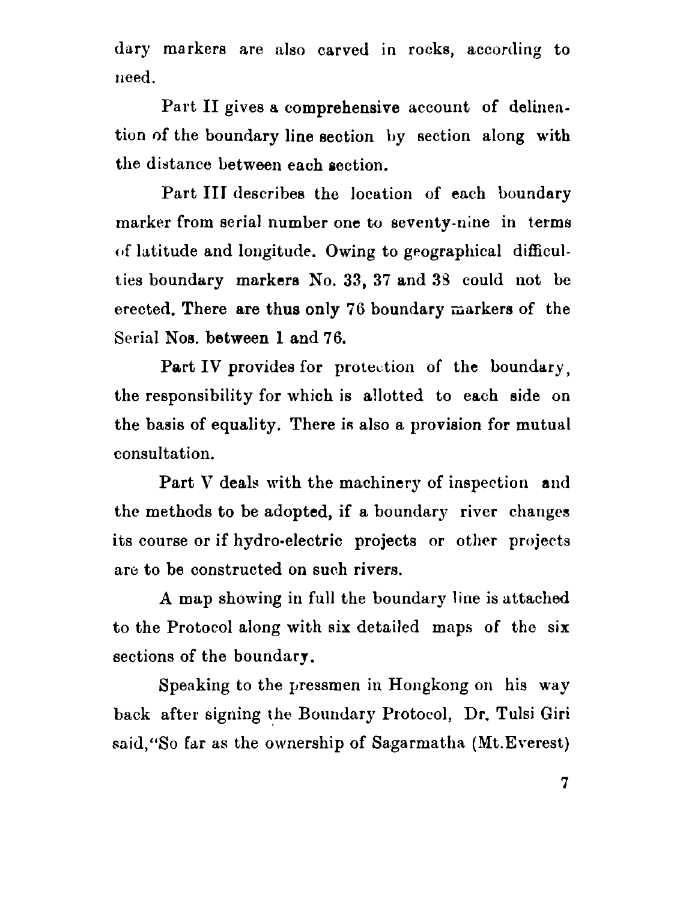dary markers are also carved in rocks, according to need.

Part II gives a comprehensive account of delineation of the boundary line section by section along with the distance between each section.

Part III describes the location of each boundary marker from serial number one to seventy-nine in terms of latitude and longitude. Owing to geographical difficulties boundary markers No. 33, 37 and 38 could not be erected. There are thus only 76 boundary markers of the Serial Nos. between 1 and 76.

Part IV provides for protection of the boundary, the responsibility for which is allotted to each side on the basis of equality. There is also a provision for mutual consultation.

Part V deals with the machinery of inspection and the methods to be adopted, if a boundary river changes its course or if hydro-electric projects or other projects are to be constructed on such rivers.

A map showing in full the boundary line is attached to the Protocol along with six detailed maps of the six sections of the boundary.

Speaking to the pressmen in Hongkong on his way back after signing the Boundary Protocol, Dr. Tulsi Giri said,"So far as the ownership of Sagarmatha (Mt.Everest)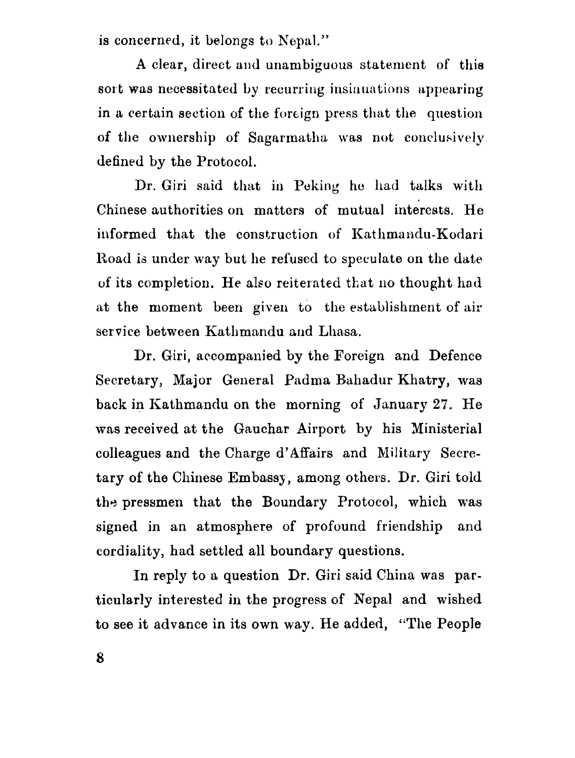is concerned, it belongs to Nepal."

A clear, direct and unambiguous statement of this sort was necessitated by recurring insinuations appearing in a certain section of the foreign press that the question of the ownership of Sagarmatha was not conclusively defined by the Protocol.

Dr. Giri said that in Peking he had talks with Chinese authorities on matters of mutual interests. He informed that the construction of Kathmandu-Kodari Road is under way but he refused to speculate on the date of its completion. He also reiterated that no thought had at the moment been given to the establishment of air service between Kathmandu and Lhasa.

Dr. Giri, accompanied by the Foreign and Defence Secretary, Major General Padma Bahadur Khatry, was back in Kathmandu on the morning of January 27. He was received at the Gauchar Airport by his Ministerial colleagues and the Charge d'Affairs and Military Secretary of the Chinese Embassy, among others. Dr. Giri told the pressmen that the Boundary Protocol, which was signed in an atmosphere of profound friendship and cordiality, had settled all boundary questions.

In reply to a question Dr. Giri said China was particularly interested in the progress of Nepal and wished to see it advance in its own way. He added, "The People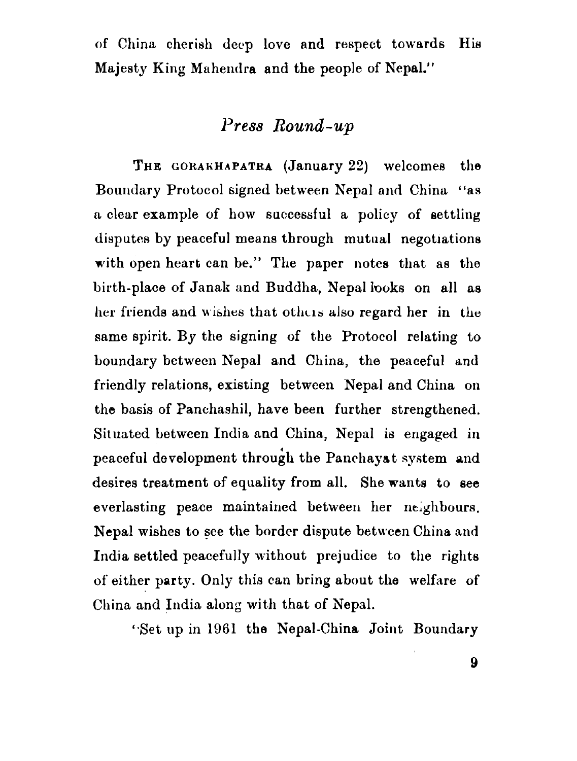of China cherish deep love and respect towards His Majesty King Mahendra and the people of Nepal."

## *Press Round-up*

THE GORAKHAPATRA (January 22) welcomes the Boundary Protocol signed between Nepal and China "as a clear example of how successful a policy of settling disputes by peaceful means through mutual negotiations with open heart can be." The paper notes that as the birth-place of Janak and Buddha, Nepal looks on all as her friends and wishes that others also regard her in the same spirit. By the signing of the Protocol relating to boundary between Nepal and China, the peaceful and friendly relations, existing between Nepal and China on the basis of Panchashil, have been further strengthened. Situated between India and China, Nepal is engaged in peaceful development through the Panchayat system and desires treatment of equality from all. She wants to see everlasting peace maintained between her neighbours. Nepal wishes to see the border dispute between China and India settled peacefully without prejudice to the rights of either party. Only this can bring about the welfare of China and India along with that of Nepal.

"Set up in 1961 the Nepal-China Joint Boundary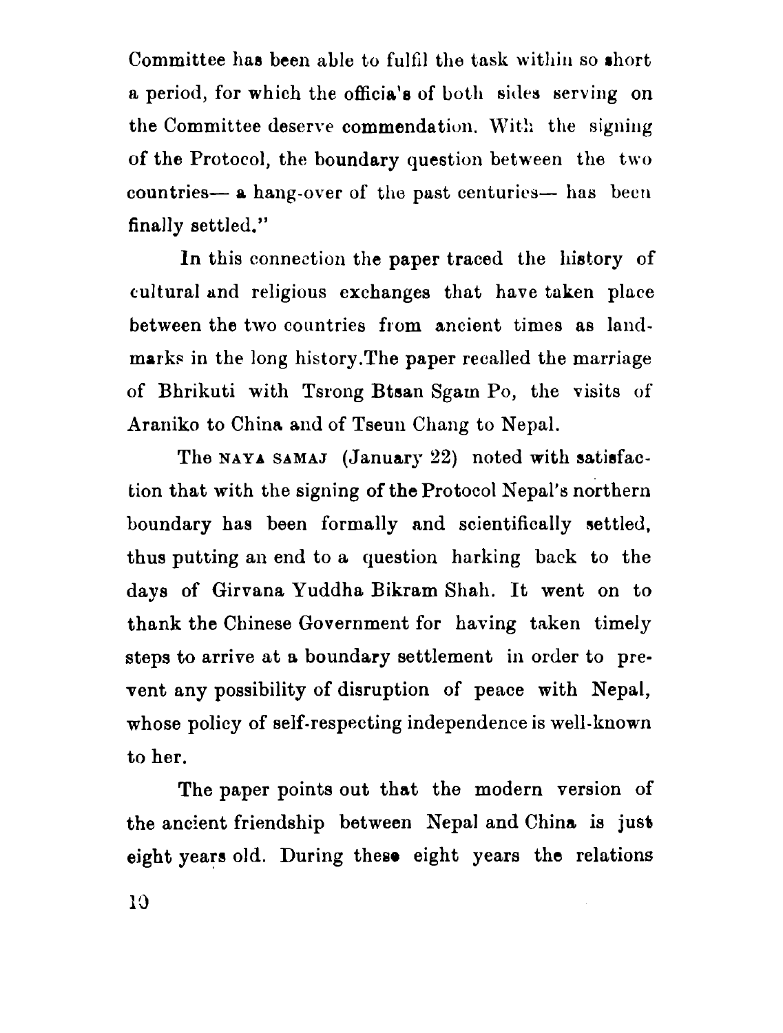Committee has been able to fulfil the task within so short a period, for which the officials of both sides serving on the Committee deserve commendation. With the signing of the Protocol, the boundary question between the two countries— a hang-over of the past centuries— has been finally settled."

In this connection the paper traced the history of cultural and religious exchanges that have taken place between the two countries from ancient times as landmarks in the long history. The paper recalled the marriage of Bhrikuti with Tsrong Btsan Sgam Po, the visits of Araniko to China and of Tseun Chang to Nepal.

The NAYA SAMAJ (January 22) noted with satisfaction that with the signing of the Protocol Nepal's northern boundary has been formally and scientifically settled, thus putting an end to a question harking back to the days of Girvana Yuddha Bikram Shah. It went on to thank the Chinese Government for having taken timely steps to arrive at a boundary settlement in order to prevent any possibility of disruption of peace with Nepal, whose policy of self-respecting independence is well-known to her.

The paper points out that the modern version of the ancient friendship between Nepal and China is just eight years old. During these eight years the relations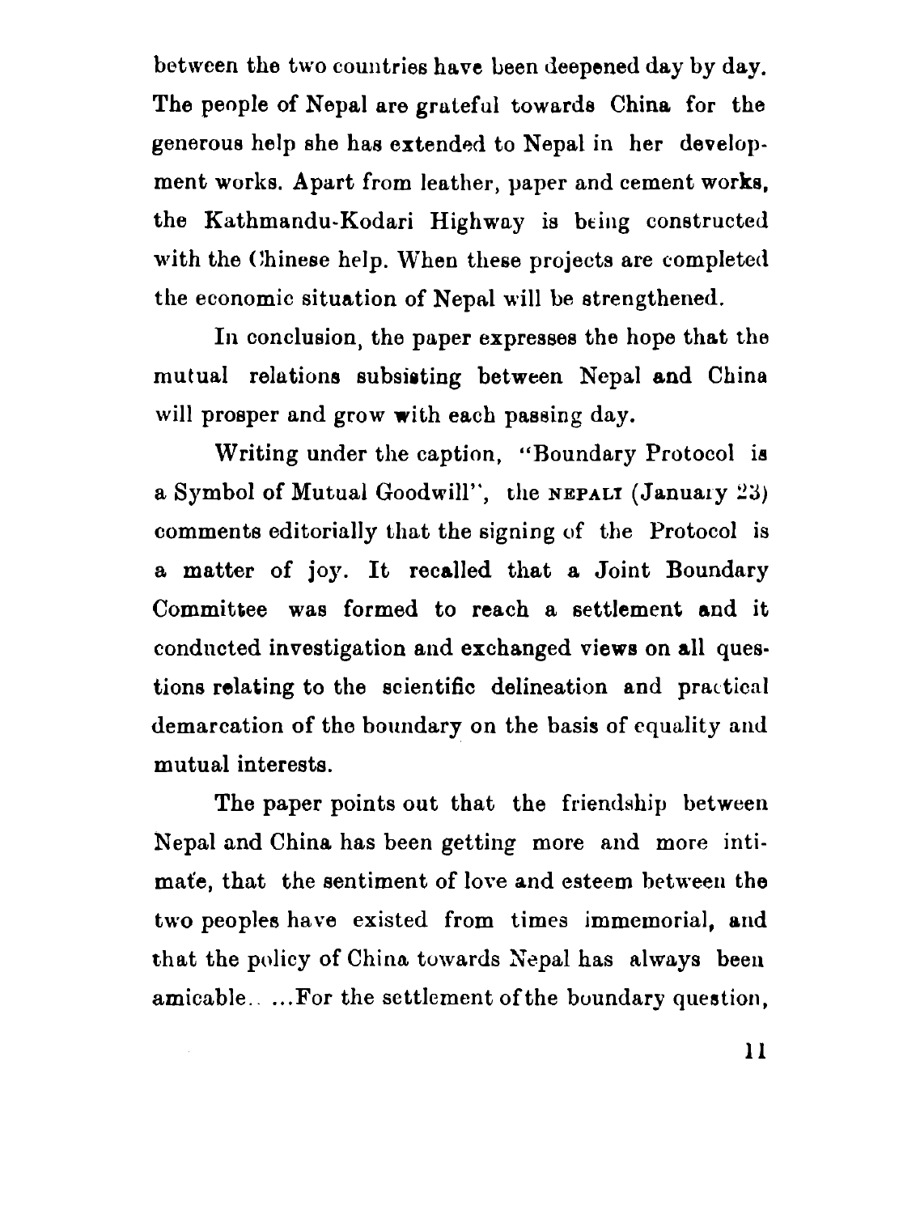between the two countries have been deepened day by day. The people of Nepal are grateful towards China for the generous help she has extended to Nepal in her development works. Apart from leather, paper and cement works, the Kathmandu-Kodari Highway is being constructed with the Chinese help. When these projects are completed the economic situation of Nepal will be strengthened.

In conclusion, the paper expresses the hope that the mutual relations subsisting between Nepal and China will prosper and grow with each passing day.

Writing under the caption, "Boundary Protocol is a Symbol of Mutual Goodwill", the NEPALI (January 23) comments editorially that the signing of the Protocol is a matter of joy. It recalled that a Joint Boundary Committee was formed to reach a settlement and it conducted investigation and exchanged views on all questions relating to the scientific delineation and practical demarcation of the boundary on the basis of equality and mutual interests.

The paper points out that the friendship between Nepal and China has been getting more and more intimate, that the sentiment of love and esteem between the two peoples have existed from times immemorial, and that the policy of China towards Nepal has always been amicable.. ...For the settlement of the boundary question,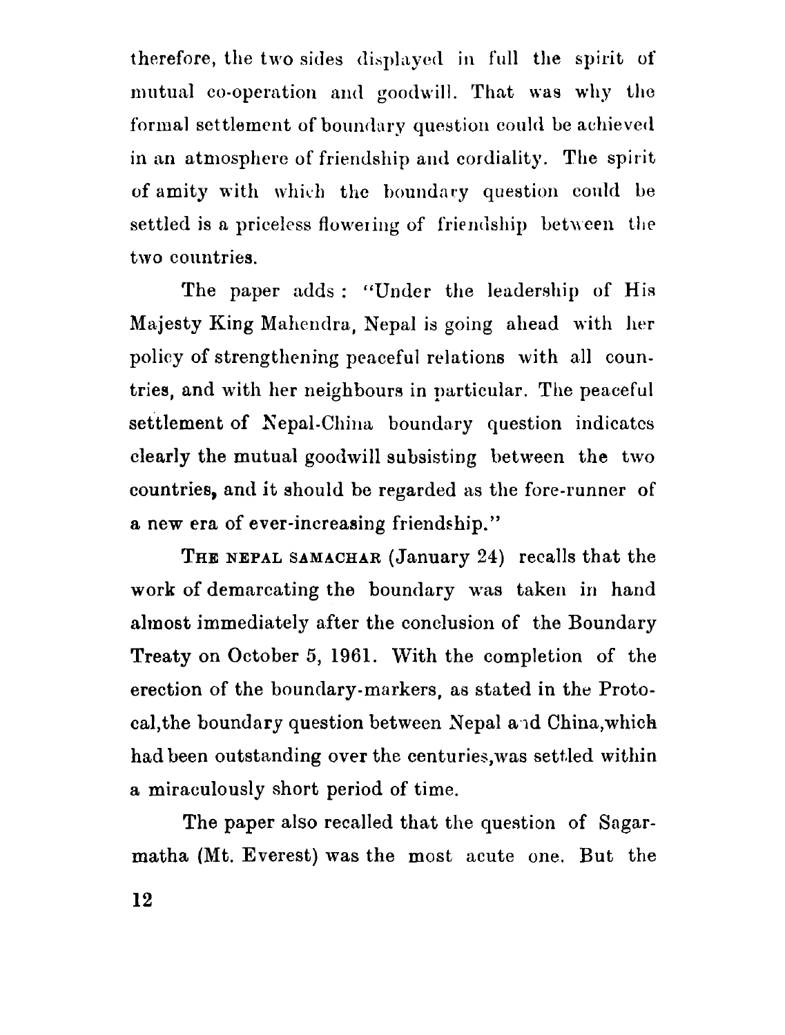therefore, the two sides displayed in full the spirit of mutual co-operation and goodwill. That was why the formal settlement of boundary question could be achieved in an atmosphere of friendship and cordiality. The spirit of amity with which the boundary question could be settled is a priceless flowering of friendship between the two countries.

The paper adds : "Under the leadership of His Majesty King Mahendra, Nepal is going ahead with her policy of strengthening peaceful relations with all countries, and with her neighbours in particular. The peaceful settlement of Nepal-China boundary question indicates clearly the mutual goodwill subsisting between the two countries, and it should be regarded as the fore-runner of a new era of ever-increasing friendship."

THE NEPAL SAMACHAR (January 24) recalls that the work of demarcating the boundary was taken in hand almost immediately after the conclusion of the Boundary Treaty on October 5, 1961. With the completion of the erection of the boundary-markers, as stated in the Protocal,the boundary question between Nepal and China,which had been outstanding over the centuries,was settled within a miraculously short period of time.

The paper also recalled that the question of Sagarmatha (Mt. Everest) was the most acute one. But the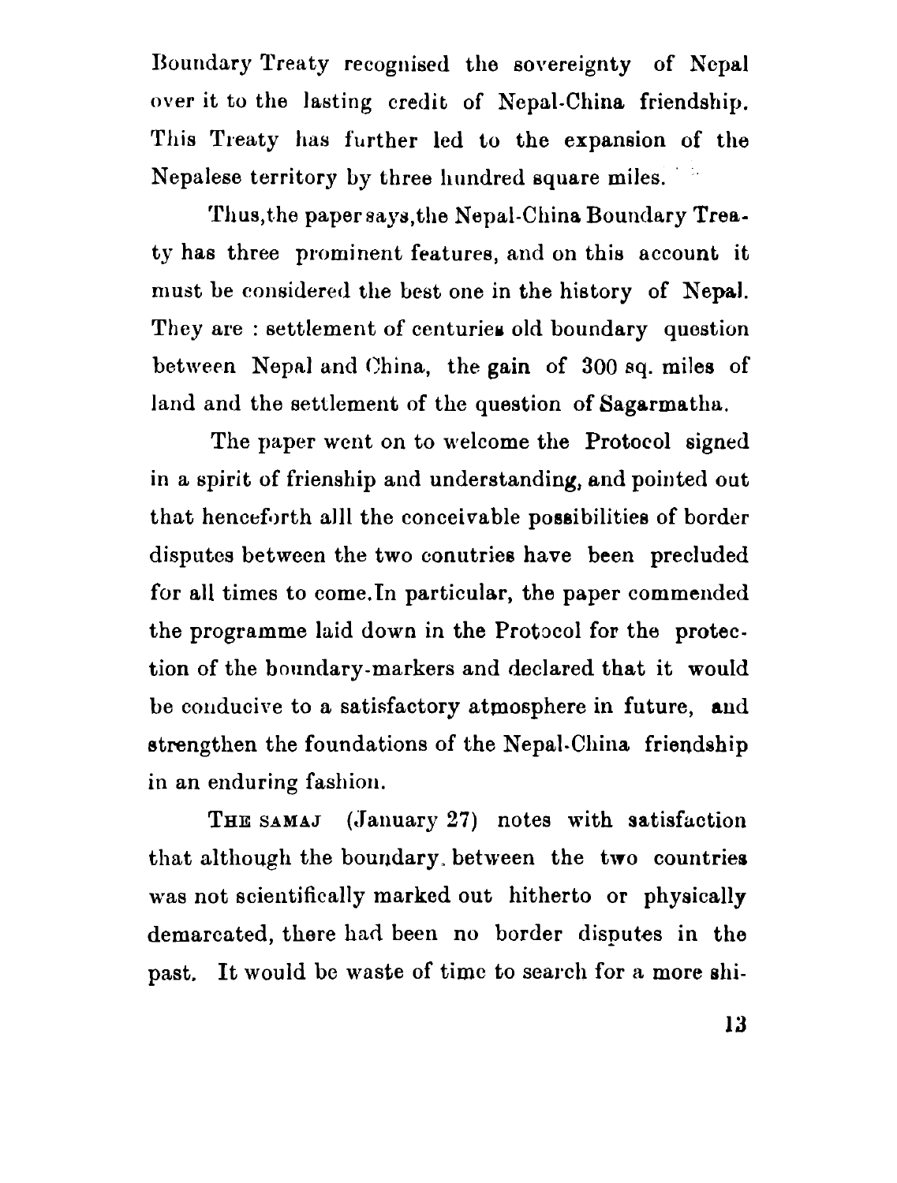Boundary Treaty recognised the sovereignty of Nepal over it to the lasting credit of Nepal-China friendship. This Treaty has further led to the expansion of the Nepalese territory by three hundred square miles.

Thus, the paper says, the Nepal-China Boundary Treaty has three prominent features, and on this account it must be considered the best one in the history of Nepal. They are : settlement of centuries old boundary question between Nepal and China, the gain of 300 sq. miles of land and the settlement of the question of Sagarmatha.

The paper went on to welcome the Protocol signed in a spirit of frienship and understanding, and pointed out that henceforth alll the conceivable possibilities of border disputes between the two conutries have been precluded for all times to come. In particular, the paper commended the programme laid down in the Protocol for the protection of the boundary-markers and declared that it would be conducive to a satisfactory atmosphere in future, and strengthen the foundations of the Nepal-China friendship in an enduring fashion.

THE SAMAJ (January 27) notes with satisfaction that although the boundary between the two countries was not scientifically marked out hitherto or physically demarcated, there had been no border disputes in the past. It would be waste of time to search for a more shi-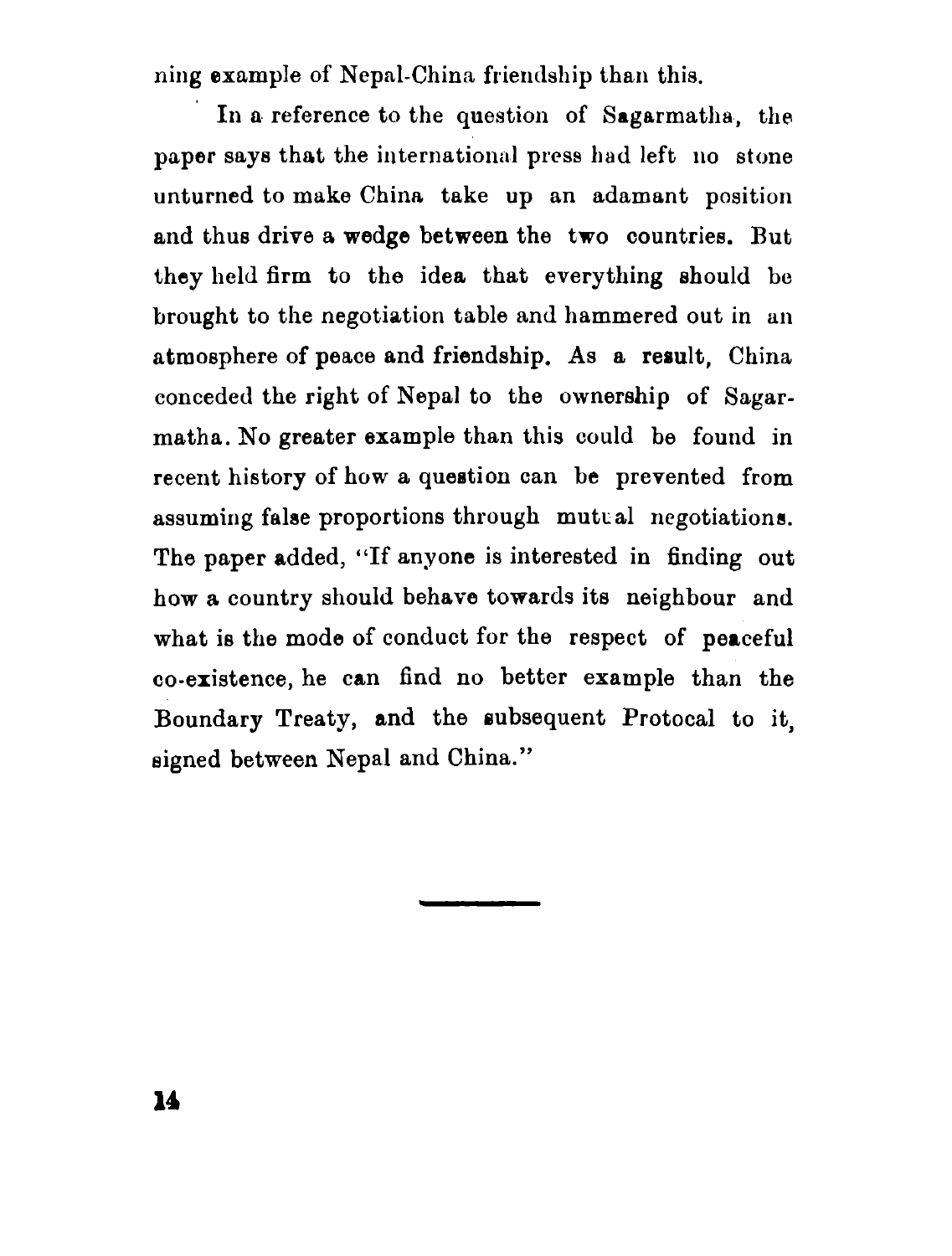ning example of Nepal-China friendship than this.

In a reference to the question of Sagarmatha, the paper says that the international press had left no stone unturned to make China take up an adamant position and thus drive a wedge between the two countries. But they held firm to the idea that everything should be brought to the negotiation table and hammered out in an atmosphere of peace and friendship. As a result, China conceded the right of Nepal to the ownership of Sagarmatha. No greater example than this could be found in recent history of how a question can be prevented from assuming false proportions through mutual negotiations. The paper added, "If anyone is interested in finding out how a country should behave towards its neighbour and what is the mode of conduct for the respect of peaceful co-existence, he can find no better example than the Boundary Treaty, and the subsequent Protocal to it, signed between Nepal and China."